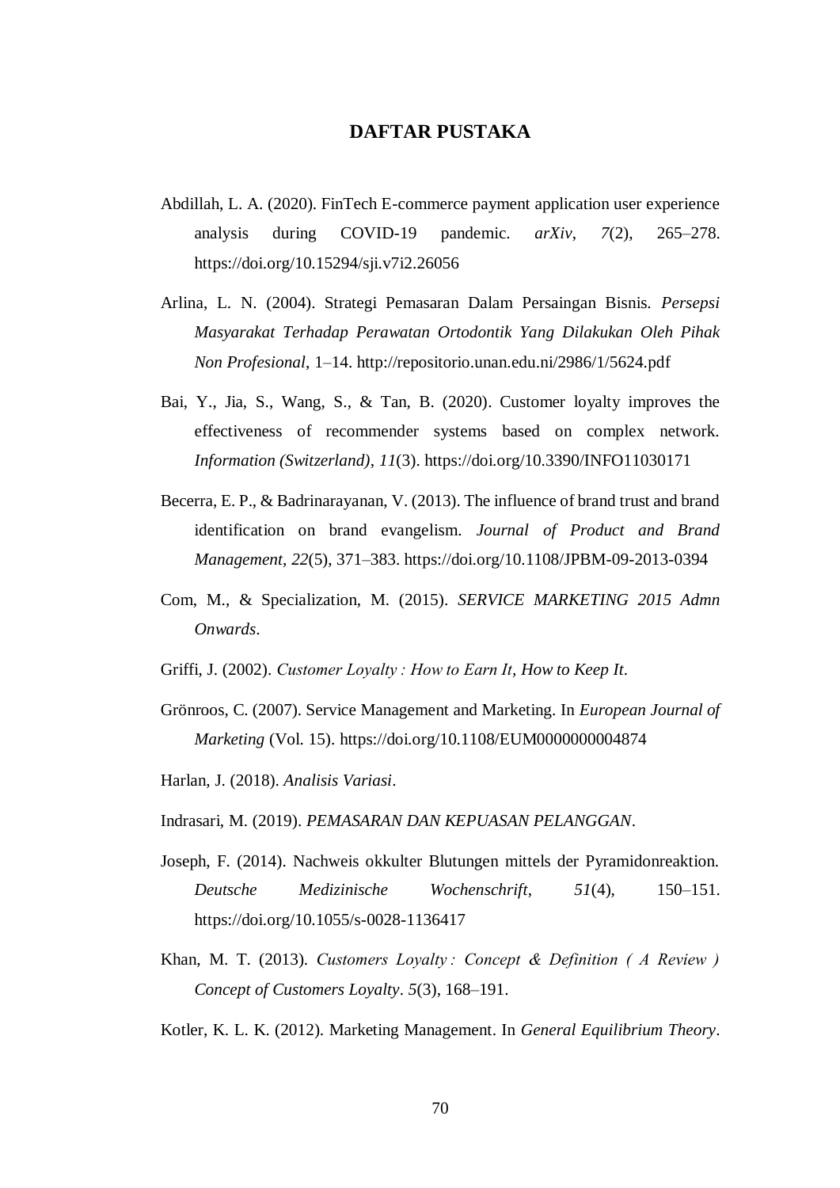# DAFTAR PUSTAKA

Abdillah, L. A. (2020). FinTech E-commerce payment application user experience analysis during COVID-19 pandemic. *arXiv*, *7*(2), 265–278. https://doi.org/10.15294/sji.v7i2.26056

Arlina, L. N. (2004). Strategi Pemasaran Dalam Persaingan Bisnis. *Persepsi Masyarakat Terhadap Perawatan Ortodontik Yang Dilakukan Oleh Pihak Non Profesional*, 1–14. http://repositorio.unan.edu.ni/2986/1/5624.pdf

Bai, Y., Jia, S., Wang, S., & Tan, B. (2020). Customer loyalty improves the effectiveness of recommender systems based on complex network. *Information (Switzerland)*, *11*(3). https://doi.org/10.3390/INFO11030171

Becerra, E. P., & Badrinarayanan, V. (2013). The influence of brand trust and brand identification on brand evangelism. *Journal of Product and Brand Management*, *22*(5), 371–383. https://doi.org/10.1108/JPBM-09-2013-0394

Com, M., & Specialization, M. (2015). *SERVICE MARKETING 2015 Admn Onwards*.

Griffi, J. (2002). *Customer Loyalty : How to Earn It, How to Keep It*.

Grönroos, C. (2007). Service Management and Marketing. In *European Journal of Marketing* (Vol. 15). https://doi.org/10.1108/EUM0000000004874

Harlan, J. (2018). *Analisis Variasi*.

Indrasari, M. (2019). *PEMASARAN DAN KEPUASAN PELANGGAN*.

Joseph, F. (2014). Nachweis okkulter Blutungen mittels der Pyramidonreaktion. *Deutsche Medizinische Wochenschrift*, *51*(4), 150–151. https://doi.org/10.1055/s-0028-1136417

Khan, M. T. (2013). *Customers Loyalty : Concept & Definition ( A Review ) Concept of Customers Loyalty*. *5*(3), 168–191.

Kotler, K. L. K. (2012). Marketing Management. In *General Equilibrium Theory*.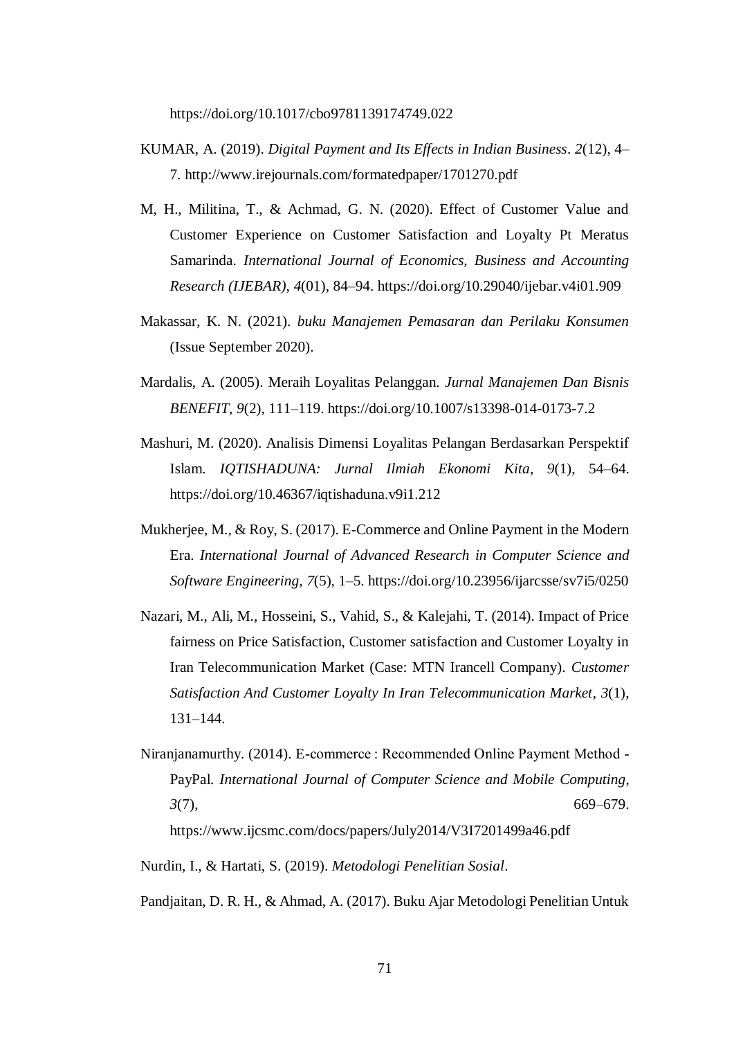https://doi.org/10.1017/cbo9781139174749.022

KUMAR, A. (2019). *Digital Payment and Its Effects in Indian Business*. *2*(12), 4–7. http://www.irejournals.com/formatedpaper/1701270.pdf

M, H., Militina, T., & Achmad, G. N. (2020). Effect of Customer Value and Customer Experience on Customer Satisfaction and Loyalty Pt Meratus Samarinda. *International Journal of Economics, Business and Accounting Research (IJEBAR)*, *4*(01), 84–94. https://doi.org/10.29040/ijebar.v4i01.909

Makassar, K. N. (2021). *buku Manajemen Pemasaran dan Perilaku Konsumen* (Issue September 2020).

Mardalis, A. (2005). Meraih Loyalitas Pelanggan. *Jurnal Manajemen Dan Bisnis BENEFIT*, *9*(2), 111–119. https://doi.org/10.1007/s13398-014-0173-7.2

Mashuri, M. (2020). Analisis Dimensi Loyalitas Pelangan Berdasarkan Perspektif Islam. *IQTISHADUNA: Jurnal Ilmiah Ekonomi Kita*, *9*(1), 54–64. https://doi.org/10.46367/iqtishaduna.v9i1.212

Mukherjee, M., & Roy, S. (2017). E-Commerce and Online Payment in the Modern Era. *International Journal of Advanced Research in Computer Science and Software Engineering*, *7*(5), 1–5. https://doi.org/10.23956/ijarcsse/sv7i5/0250

Nazari, M., Ali, M., Hosseini, S., Vahid, S., & Kalejahi, T. (2014). Impact of Price fairness on Price Satisfaction, Customer satisfaction and Customer Loyalty in Iran Telecommunication Market (Case: MTN Irancell Company). *Customer Satisfaction And Customer Loyalty In Iran Telecommunication Market*, *3*(1), 131–144.

Niranjanamurthy. (2014). E-commerce : Recommended Online Payment Method - PayPal. *International Journal of Computer Science and Mobile Computing*, *3*(7), 669–679. https://www.ijcsmc.com/docs/papers/July2014/V3I7201499a46.pdf

Nurdin, I., & Hartati, S. (2019). *Metodologi Penelitian Sosial*.

Pandjaitan, D. R. H., & Ahmad, A. (2017). Buku Ajar Metodologi Penelitian Untuk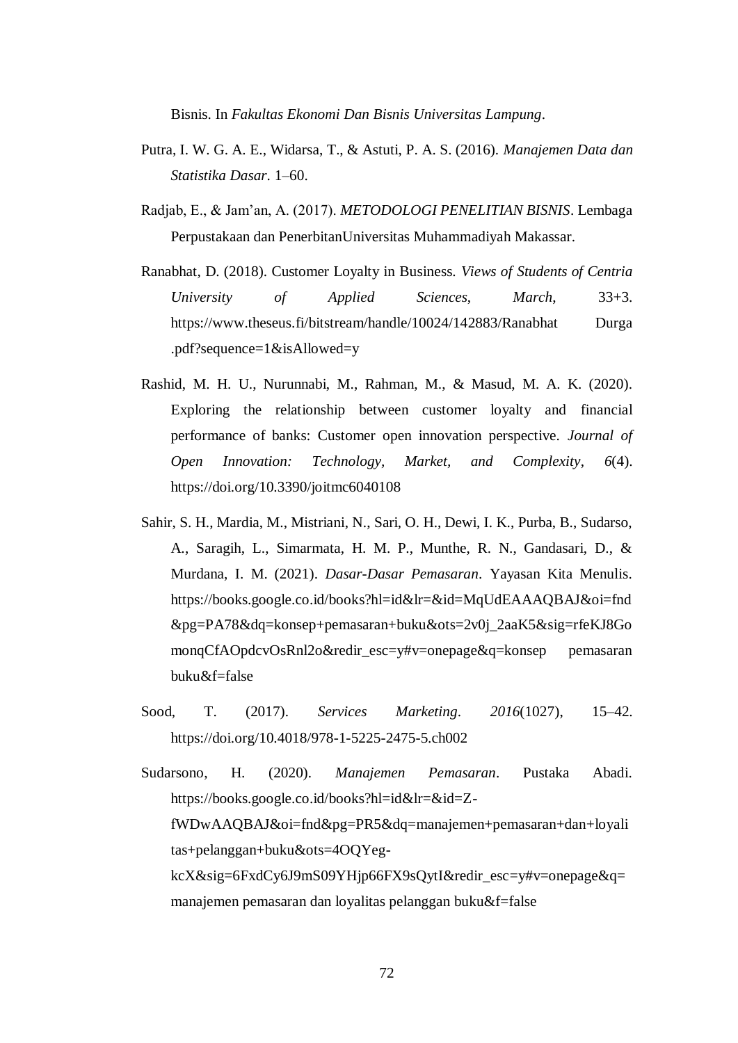Bisnis. In *Fakultas Ekonomi Dan Bisnis Universitas Lampung*.

Putra, I. W. G. A. E., Widarsa, T., & Astuti, P. A. S. (2016). *Manajemen Data dan Statistika Dasar*. 1–60.

Radjab, E., & Jam'an, A. (2017). *METODOLOGI PENELITIAN BISNIS*. Lembaga Perpustakaan dan PenerbitanUniversitas Muhammadiyah Makassar.

Ranabhat, D. (2018). Customer Loyalty in Business. *Views of Students of Centria University of Applied Sciences*, *March*, 33+3. https://www.theseus.fi/bitstream/handle/10024/142883/Ranabhat Durga .pdf?sequence=1&isAllowed=y

Rashid, M. H. U., Nurunnabi, M., Rahman, M., & Masud, M. A. K. (2020). Exploring the relationship between customer loyalty and financial performance of banks: Customer open innovation perspective. *Journal of Open Innovation: Technology, Market, and Complexity*, *6*(4). https://doi.org/10.3390/joitmc6040108

Sahir, S. H., Mardia, M., Mistriani, N., Sari, O. H., Dewi, I. K., Purba, B., Sudarso, A., Saragih, L., Simarmata, H. M. P., Munthe, R. N., Gandasari, D., & Murdana, I. M. (2021). *Dasar-Dasar Pemasaran*. Yayasan Kita Menulis. https://books.google.co.id/books?hl=id&lr=&id=MqUdEAAAQBAJ&oi=fnd &pg=PA78&dq=konsep+pemasaran+buku&ots=2v0j_2aaK5&sig=rfeKJ8Go monqCfAOpdcvOsRnl2o&redir_esc=y#v=onepage&q=konsep pemasaran buku&f=false

Sood, T. (2017). *Services Marketing*. *2016*(1027), 15–42. https://doi.org/10.4018/978-1-5225-2475-5.ch002

Sudarsono, H. (2020). *Manajemen Pemasaran*. Pustaka Abadi. https://books.google.co.id/books?hl=id&lr=&id=Z-fWDwAAQBAJ&oi=fnd&pg=PR5&dq=manajemen+pemasaran+dan+loyalitas+pelanggan+buku&ots=4OQYeg-kcX&sig=6FxdCy6J9mS09YHjp66FX9sQytI&redir_esc=y#v=onepage&q=manajemen pemasaran dan loyalitas pelanggan buku&f=false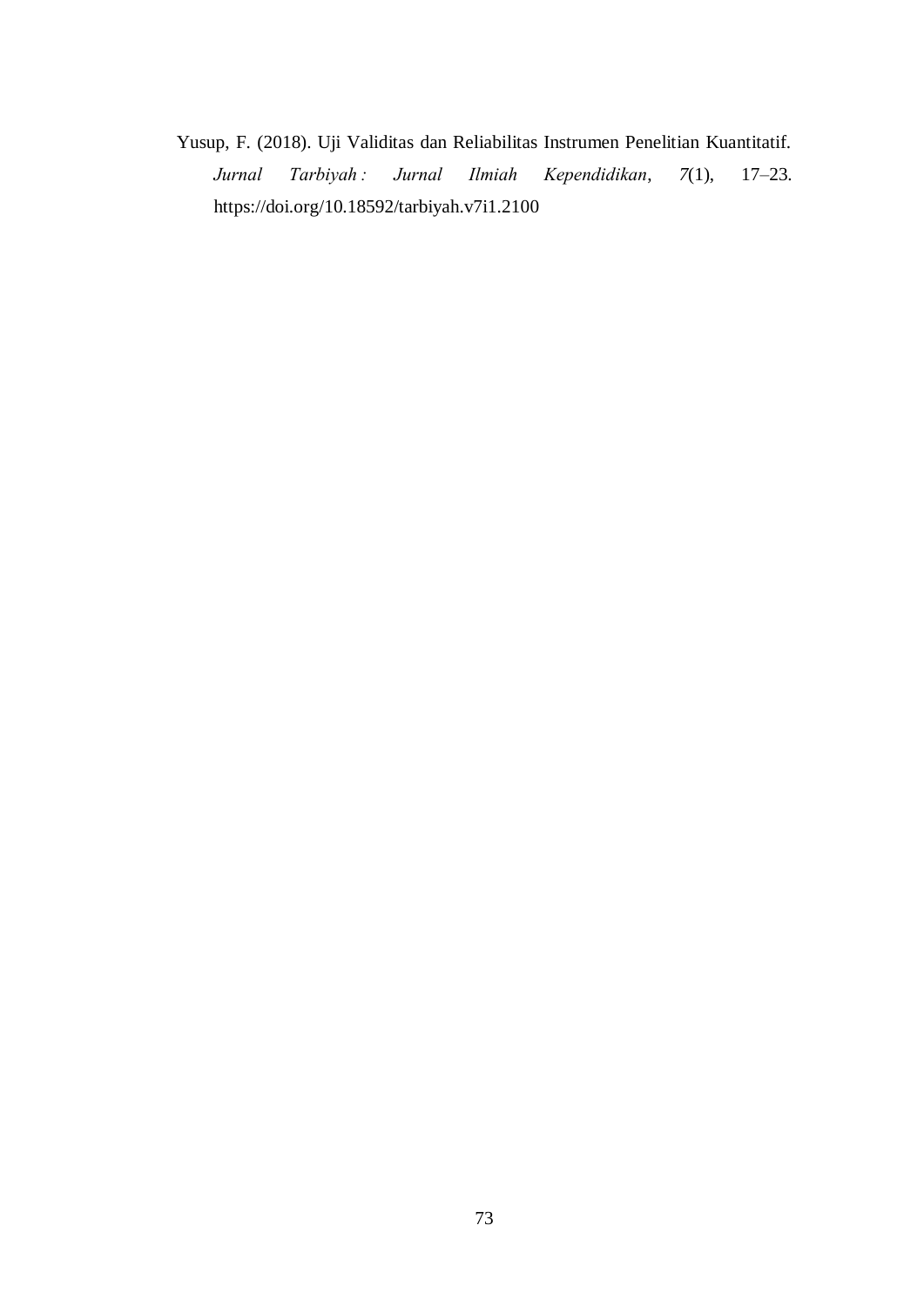Yusup, F. (2018). Uji Validitas dan Reliabilitas Instrumen Penelitian Kuantitatif. *Jurnal Tarbiyah : Jurnal Ilmiah Kependidikan*, *7*(1), 17–23. https://doi.org/10.18592/tarbiyah.v7i1.2100